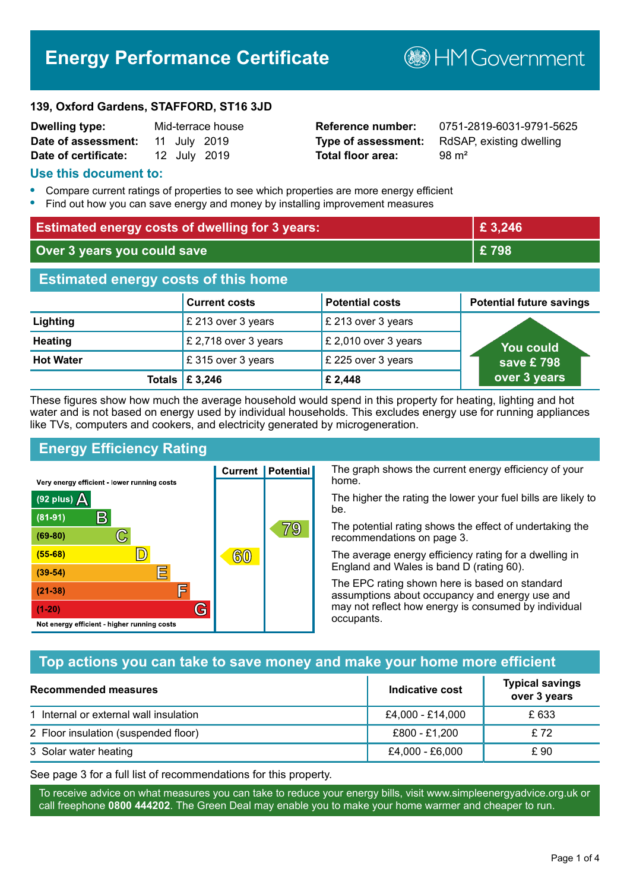# Energy Performance Certificate

HM Government

**139, Oxford Gardens, STAFFORD, ST16 3JD**

| | | | |
|---|---|---|---|
| **Dwelling type:** | Mid-terrace house | **Reference number:** | 0751-2819-6031-9791-5625 |
| **Date of assessment:** | 11 July 2019 | **Type of assessment:** | RdSAP, existing dwelling |
| **Date of certificate:** | 12 July 2019 | **Total floor area:** | 98 m² |

## Use this document to:

- Compare current ratings of properties to see which properties are more energy efficient
- Find out how you can save energy and money by installing improvement measures

| | |
|---|---|
| **Estimated energy costs of dwelling for 3 years:** | **£ 3,246** |
| **Over 3 years you could save** | **£ 798** |

## Estimated energy costs of this home

| | Current costs | Potential costs | Potential future savings |
|---|---|---|---|
| **Lighting** | £ 213 over 3 years | £ 213 over 3 years | You could save £ 798 over 3 years |
| **Heating** | £ 2,718 over 3 years | £ 2,010 over 3 years | |
| **Hot Water** | £ 315 over 3 years | £ 225 over 3 years | |
| **Totals** | **£ 3,246** | **£ 2,448** | |

These figures show how much the average household would spend in this property for heating, lighting and hot water and is not based on energy used by individual households. This excludes energy use for running appliances like TVs, computers and cookers, and electricity generated by microgeneration.

## Energy Efficiency Rating

Very energy efficient - lower running costs

| Rating | Band | Current | Potential |
|---|---|---|---|
| (92 plus) | A | | |
| (81-91) | B | | |
| (69-80) | C | | 79 |
| (55-68) | D | 60 | |
| (39-54) | E | | |
| (21-38) | F | | |
| (1-20) | G | | |

Not energy efficient - higher running costs

The graph shows the current energy efficiency of your home.

The higher the rating the lower your fuel bills are likely to be.

The potential rating shows the effect of undertaking the recommendations on page 3.

The average energy efficiency rating for a dwelling in England and Wales is band D (rating 60).

The EPC rating shown here is based on standard assumptions about occupancy and energy use and may not reflect how energy is consumed by individual occupants.

## Top actions you can take to save money and make your home more efficient

| Recommended measures | Indicative cost | Typical savings over 3 years |
|---|---|---|
| 1 Internal or external wall insulation | £4,000 - £14,000 | £ 633 |
| 2 Floor insulation (suspended floor) | £800 - £1,200 | £ 72 |
| 3 Solar water heating | £4,000 - £6,000 | £ 90 |

See page 3 for a full list of recommendations for this property.

To receive advice on what measures you can take to reduce your energy bills, visit www.simpleenergyadvice.org.uk or call freephone **0800 444202**. The Green Deal may enable you to make your home warmer and cheaper to run.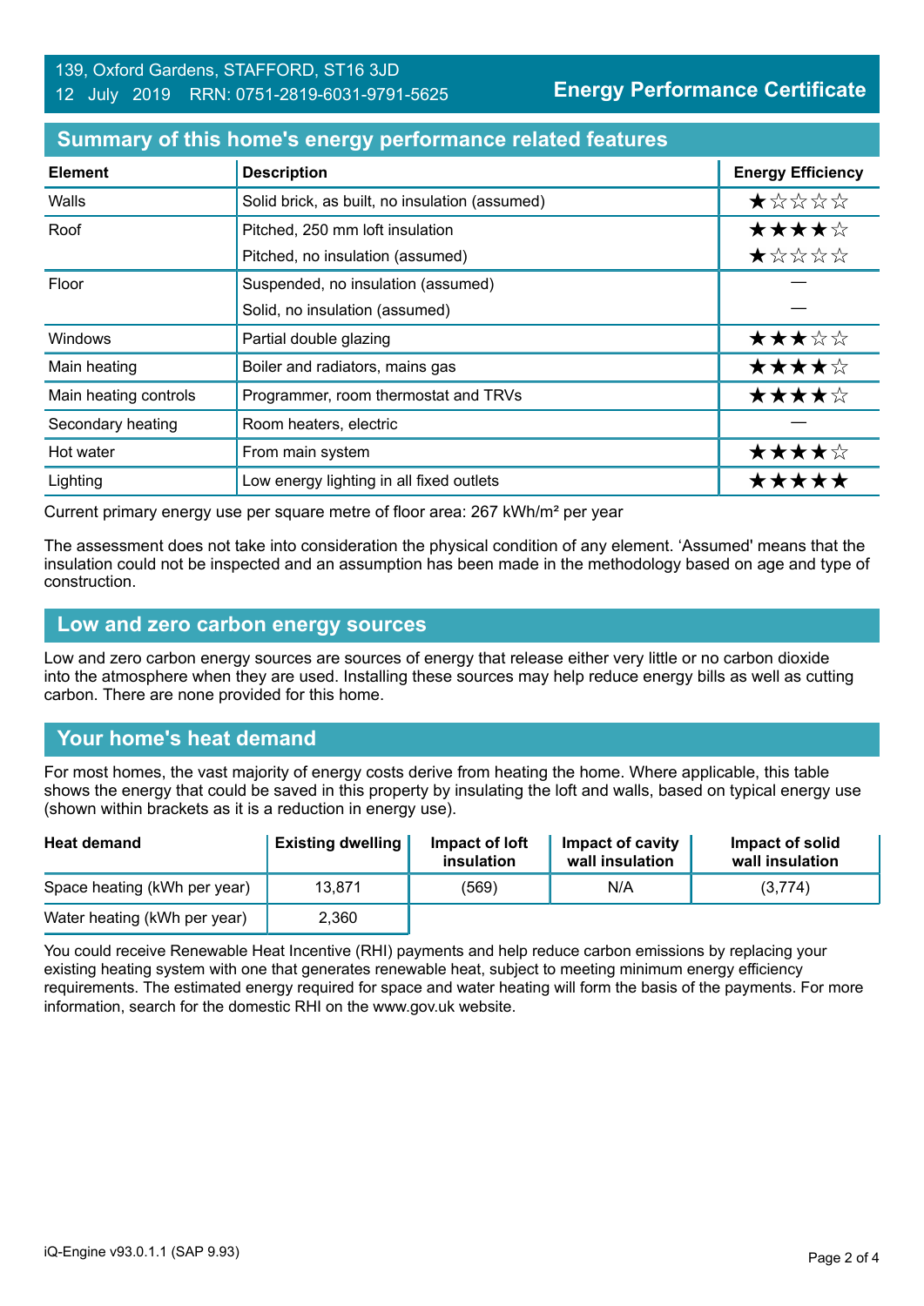139, Oxford Gardens, STAFFORD, ST16 3JD
12 July 2019 RRN: 0751-2819-6031-9791-5625

**Energy Performance Certificate**

## Summary of this home's energy performance related features

| Element | Description | Energy Efficiency |
|---|---|---|
| Walls | Solid brick, as built, no insulation (assumed) | ★☆☆☆☆ |
| Roof | Pitched, 250 mm loft insulation | ★★★★☆ |
| | Pitched, no insulation (assumed) | ★☆☆☆☆ |
| Floor | Suspended, no insulation (assumed) | — |
| | Solid, no insulation (assumed) | — |
| Windows | Partial double glazing | ★★★☆☆ |
| Main heating | Boiler and radiators, mains gas | ★★★★☆ |
| Main heating controls | Programmer, room thermostat and TRVs | ★★★★☆ |
| Secondary heating | Room heaters, electric | — |
| Hot water | From main system | ★★★★☆ |
| Lighting | Low energy lighting in all fixed outlets | ★★★★★ |

Current primary energy use per square metre of floor area: 267 kWh/m² per year

The assessment does not take into consideration the physical condition of any element. 'Assumed' means that the insulation could not be inspected and an assumption has been made in the methodology based on age and type of construction.

## Low and zero carbon energy sources

Low and zero carbon energy sources are sources of energy that release either very little or no carbon dioxide into the atmosphere when they are used. Installing these sources may help reduce energy bills as well as cutting carbon. There are none provided for this home.

## Your home's heat demand

For most homes, the vast majority of energy costs derive from heating the home. Where applicable, this table shows the energy that could be saved in this property by insulating the loft and walls, based on typical energy use (shown within brackets as it is a reduction in energy use).

| Heat demand | Existing dwelling | Impact of loft insulation | Impact of cavity wall insulation | Impact of solid wall insulation |
|---|---|---|---|---|
| Space heating (kWh per year) | 13,871 | (569) | N/A | (3,774) |
| Water heating (kWh per year) | 2,360 | | | |

You could receive Renewable Heat Incentive (RHI) payments and help reduce carbon emissions by replacing your existing heating system with one that generates renewable heat, subject to meeting minimum energy efficiency requirements. The estimated energy required for space and water heating will form the basis of the payments. For more information, search for the domestic RHI on the www.gov.uk website.

iQ-Engine v93.0.1.1 (SAP 9.93)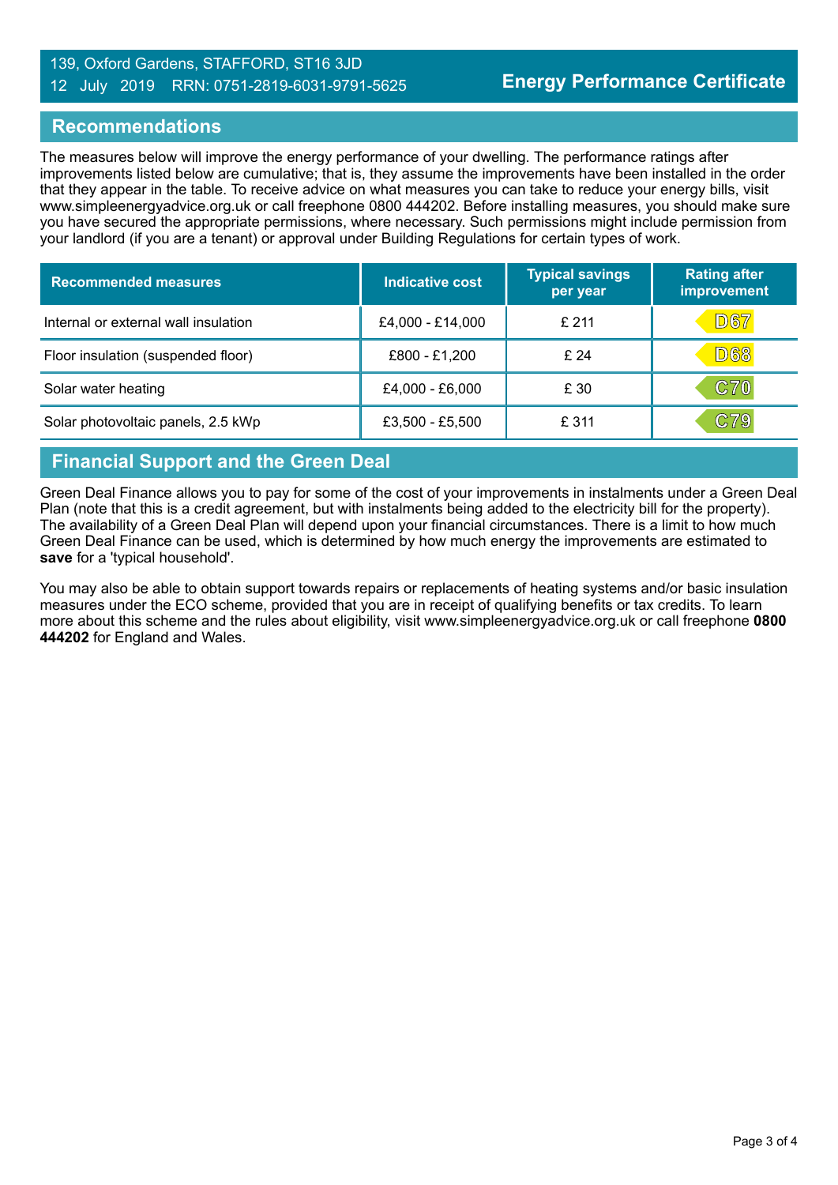139, Oxford Gardens, STAFFORD, ST16 3JD
12 July 2019 RRN: 0751-2819-6031-9791-5625

**Energy Performance Certificate**

## Recommendations

The measures below will improve the energy performance of your dwelling. The performance ratings after improvements listed below are cumulative; that is, they assume the improvements have been installed in the order that they appear in the table. To receive advice on what measures you can take to reduce your energy bills, visit www.simpleenergyadvice.org.uk or call freephone 0800 444202. Before installing measures, you should make sure you have secured the appropriate permissions, where necessary. Such permissions might include permission from your landlord (if you are a tenant) or approval under Building Regulations for certain types of work.

| Recommended measures | Indicative cost | Typical savings per year | Rating after improvement |
|---|---|---|---|
| Internal or external wall insulation | £4,000 - £14,000 | £ 211 | D67 |
| Floor insulation (suspended floor) | £800 - £1,200 | £ 24 | D68 |
| Solar water heating | £4,000 - £6,000 | £ 30 | C70 |
| Solar photovoltaic panels, 2.5 kWp | £3,500 - £5,500 | £ 311 | C79 |

## Financial Support and the Green Deal

Green Deal Finance allows you to pay for some of the cost of your improvements in instalments under a Green Deal Plan (note that this is a credit agreement, but with instalments being added to the electricity bill for the property). The availability of a Green Deal Plan will depend upon your financial circumstances. There is a limit to how much Green Deal Finance can be used, which is determined by how much energy the improvements are estimated to **save** for a 'typical household'.

You may also be able to obtain support towards repairs or replacements of heating systems and/or basic insulation measures under the ECO scheme, provided that you are in receipt of qualifying benefits or tax credits. To learn more about this scheme and the rules about eligibility, visit www.simpleenergyadvice.org.uk or call freephone **0800 444202** for England and Wales.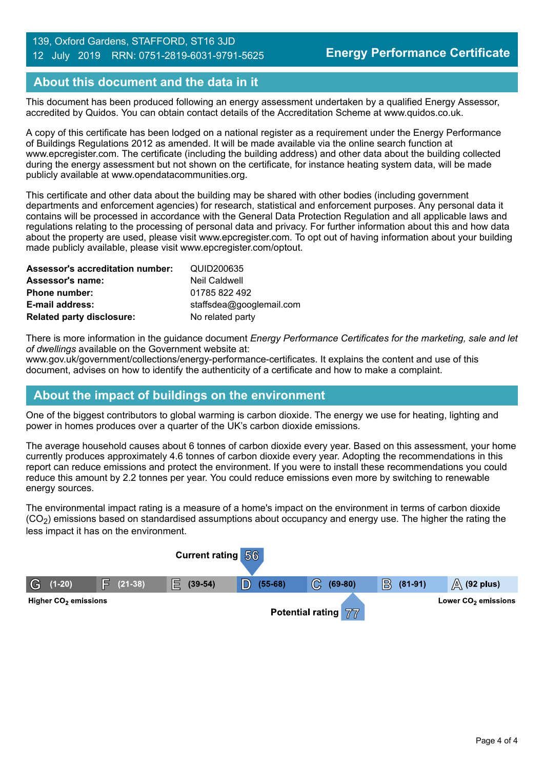139, Oxford Gardens, STAFFORD, ST16 3JD
12 July 2019 RRN: 0751-2819-6031-9791-5625

**Energy Performance Certificate**

## About this document and the data in it

This document has been produced following an energy assessment undertaken by a qualified Energy Assessor, accredited by Quidos. You can obtain contact details of the Accreditation Scheme at www.quidos.co.uk.

A copy of this certificate has been lodged on a national register as a requirement under the Energy Performance of Buildings Regulations 2012 as amended. It will be made available via the online search function at www.epcregister.com. The certificate (including the building address) and other data about the building collected during the energy assessment but not shown on the certificate, for instance heating system data, will be made publicly available at www.opendatacommunities.org.

This certificate and other data about the building may be shared with other bodies (including government departments and enforcement agencies) for research, statistical and enforcement purposes. Any personal data it contains will be processed in accordance with the General Data Protection Regulation and all applicable laws and regulations relating to the processing of personal data and privacy. For further information about this and how data about the property are used, please visit www.epcregister.com. To opt out of having information about your building made publicly available, please visit www.epcregister.com/optout.

| | |
|---|---|
| **Assessor's accreditation number:** | QUID200635 |
| **Assessor's name:** | Neil Caldwell |
| **Phone number:** | 01785 822 492 |
| **E-mail address:** | staffsdea@googlemail.com |
| **Related party disclosure:** | No related party |

There is more information in the guidance document *Energy Performance Certificates for the marketing, sale and let of dwellings* available on the Government website at: www.gov.uk/government/collections/energy-performance-certificates. It explains the content and use of this document, advises on how to identify the authenticity of a certificate and how to make a complaint.

## About the impact of buildings on the environment

One of the biggest contributors to global warming is carbon dioxide. The energy we use for heating, lighting and power in homes produces over a quarter of the UK's carbon dioxide emissions.

The average household causes about 6 tonnes of carbon dioxide every year. Based on this assessment, your home currently produces approximately 4.6 tonnes of carbon dioxide every year. Adopting the recommendations in this report can reduce emissions and protect the environment. If you were to install these recommendations you could reduce this amount by 2.2 tonnes per year. You could reduce emissions even more by switching to renewable energy sources.

The environmental impact rating is a measure of a home's impact on the environment in terms of carbon dioxide ($CO_2$) emissions based on standardised assumptions about occupancy and energy use. The higher the rating the less impact it has on the environment.

Current rating 56

G (1-20) F (21-38) E (39-54) D (55-68) C (69-80) B (81-91) A (92 plus)

Higher $CO_2$ emissions

Lower $CO_2$ emissions

Potential rating 77